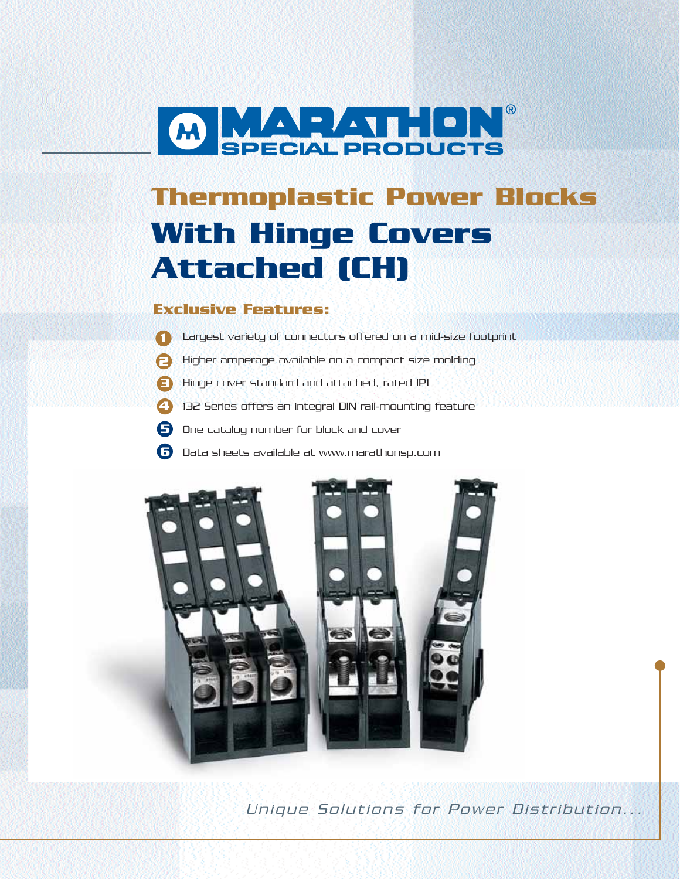MARATHON® SPECIAL PRODUCTS

# Thermoplastic Power Blocks

# With Hinge Covers Attached (CH)

## Exclusive Features:

1. Largest variety of connectors offered on a mid-size footprint
2. Higher amperage available on a compact size molding
3. Hinge cover standard and attached, rated IP1
4. 132 Series offers an integral DIN rail-mounting feature
5. One catalog number for block and cover
6. Data sheets available at www.marathonsp.com

*Unique Solutions for Power Distribution...*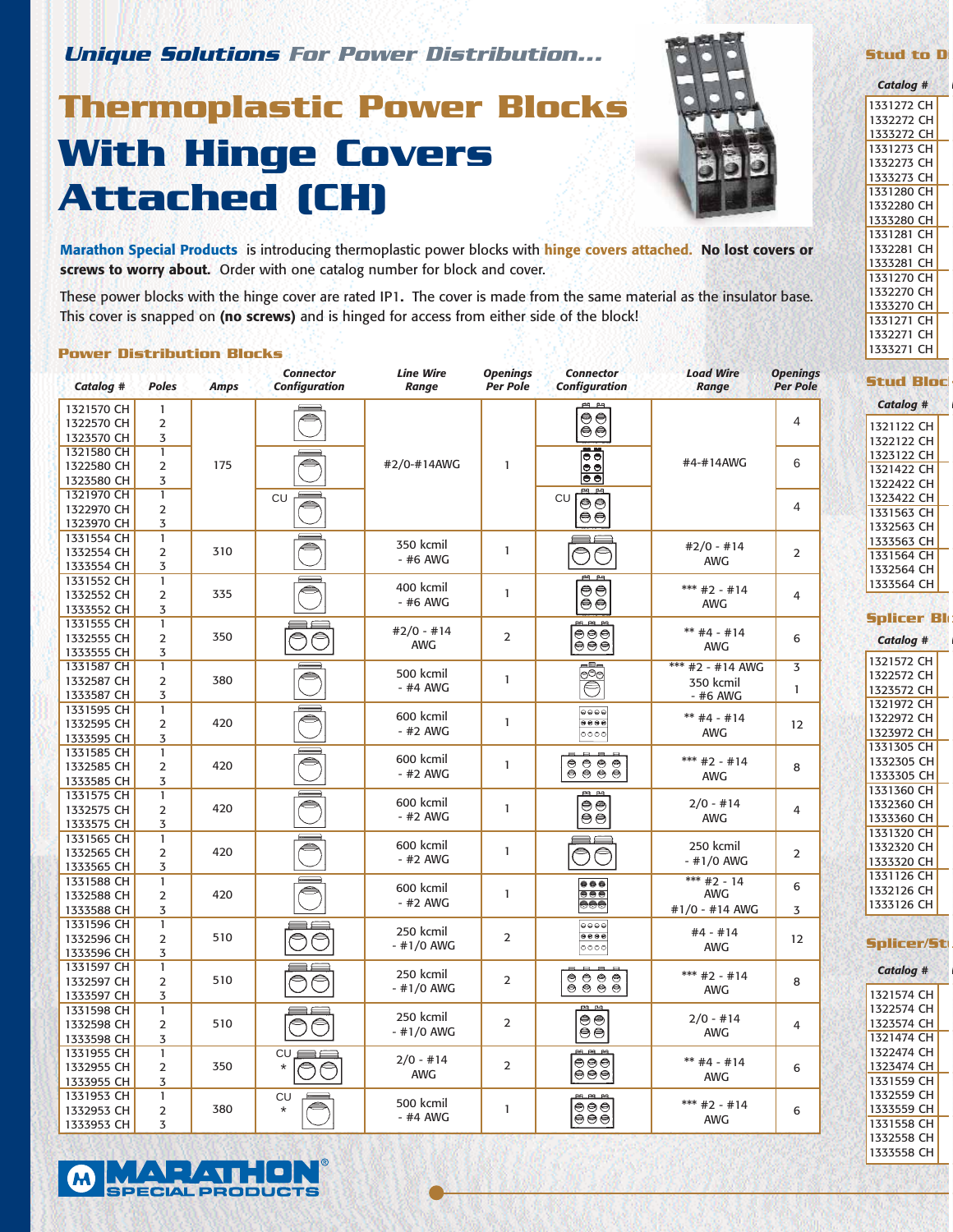## *Unique Solutions For Power Distribution...*

# Thermoplastic Power Blocks With Hinge Covers Attached (CH)

**Marathon Special Products** is introducing thermoplastic power blocks with **hinge covers attached. No lost covers or screws to worry about.** Order with one catalog number for block and cover.

These power blocks with the hinge cover are rated IP1. The cover is made from the same material as the insulator base. This cover is snapped on **(no screws)** and is hinged for access from either side of the block!

### Power Distribution Blocks

| *Catalog #* | *Poles* | *Amps* | *Connector Configuration* | *Line Wire Range* | *Openings Per Pole* | *Connector Configuration* | *Load Wire Range* | *Openings Per Pole* |
|---|---|---|---|---|---|---|---|---|
| 1321570 CH<br>1322570 CH<br>1323570 CH | 1<br>2<br>3 | 175 | | #2/0-#14AWG | 1 | | #4-#14AWG | 4 |
| 1321580 CH<br>1322580 CH<br>1323580 CH | 1<br>2<br>3 | 175 | | #2/0-#14AWG | 1 | | #4-#14AWG | 6 |
| 1321970 CH<br>1322970 CH<br>1323970 CH | 1<br>2<br>3 | 175 | CU | #2/0-#14AWG | 1 | CU | #4-#14AWG | 4 |
| 1331554 CH<br>1332554 CH<br>1333554 CH | 1<br>2<br>3 | 310 | | 350 kcmil - #6 AWG | 1 | | #2/0 - #14 AWG | 2 |
| 1331552 CH<br>1332552 CH<br>1333552 CH | 1<br>2<br>3 | 335 | | 400 kcmil - #6 AWG | 1 | | *** #2 - #14 AWG | 4 |
| 1331555 CH<br>1332555 CH<br>1333555 CH | 1<br>2<br>3 | 350 | | #2/0 - #14 AWG | 2 | | ** #4 - #14 AWG | 6 |
| 1331587 CH<br>1332587 CH<br>1333587 CH | 1<br>2<br>3 | 380 | | 500 kcmil - #4 AWG | 1 | | *** #2 - #14 AWG<br>350 kcmil - #6 AWG | 3<br>1 |
| 1331595 CH<br>1332595 CH<br>1333595 CH | 1<br>2<br>3 | 420 | | 600 kcmil - #2 AWG | 1 | | ** #4 - #14 AWG | 12 |
| 1331585 CH<br>1332585 CH<br>1333585 CH | 1<br>2<br>3 | 420 | | 600 kcmil - #2 AWG | 1 | | *** #2 - #14 AWG | 8 |
| 1331575 CH<br>1332575 CH<br>1333575 CH | 1<br>2<br>3 | 420 | | 600 kcmil - #2 AWG | 1 | | 2/0 - #14 AWG | 4 |
| 1331565 CH<br>1332565 CH<br>1333565 CH | 1<br>2<br>3 | 420 | | 600 kcmil - #2 AWG | 1 | | 250 kcmil - #1/0 AWG | 2 |
| 1331588 CH<br>1332588 CH<br>1333588 CH | 1<br>2<br>3 | 420 | | 600 kcmil - #2 AWG | 1 | | *** #2 - 14 AWG<br>#1/0 - #14 AWG | 6<br>3 |
| 1331596 CH<br>1332596 CH<br>1333596 CH | 1<br>2<br>3 | 510 | | 250 kcmil - #1/0 AWG | 2 | | #4 - #14 AWG | 12 |
| 1331597 CH<br>1332597 CH<br>1333597 CH | 1<br>2<br>3 | 510 | | 250 kcmil - #1/0 AWG | 2 | | *** #2 - #14 AWG | 8 |
| 1331598 CH<br>1332598 CH<br>1333598 CH | 1<br>2<br>3 | 510 | | 250 kcmil - #1/0 AWG | 2 | | 2/0 - #14 AWG | 4 |
| 1331955 CH<br>1332955 CH<br>1333955 CH | 1<br>2<br>3 | 350 | CU * | 2/0 - #14 AWG | 2 | | ** #4 - #14 AWG | 6 |
| 1331953 CH<br>1332953 CH<br>1333953 CH | 1<br>2<br>3 | 380 | CU * | 500 kcmil - #4 AWG | 1 | | *** #2 - #14 AWG | 6 |

### Stud to D...

| Catalog # |
|---|
| 1331272 CH<br>1332272 CH<br>1333272 CH |
| 1331273 CH<br>1332273 CH<br>1333273 CH |
| 1331280 CH<br>1332280 CH<br>1333280 CH |
| 1331281 CH<br>1332281 CH<br>1333281 CH |
| 1331270 CH<br>1332270 CH<br>1333270 CH |
| 1331271 CH<br>1332271 CH<br>1333271 CH |

### Stud Bloc...

| Catalog # |
|---|
| 1321122 CH<br>1322122 CH<br>1323122 CH |
| 1321422 CH<br>1322422 CH<br>1323422 CH |
| 1331563 CH<br>1332563 CH<br>1333563 CH |
| 1331564 CH<br>1332564 CH<br>1333564 CH |

### Splicer Bl...

| Catalog # |
|---|
| 1321572 CH<br>1322572 CH<br>1323572 CH |
| 1321972 CH<br>1322972 CH<br>1323972 CH |
| 1331305 CH<br>1332305 CH<br>1333305 CH |
| 1331360 CH<br>1332360 CH<br>1333360 CH |
| 1331320 CH<br>1332320 CH<br>1333320 CH |
| 1331126 CH<br>1332126 CH<br>1333126 CH |

### Splicer/St...

| Catalog # |
|---|
| 1321574 CH<br>1322574 CH<br>1323574 CH |
| 1321474 CH<br>1322474 CH<br>1323474 CH |
| 1331559 CH<br>1332559 CH<br>1333559 CH |
| 1331558 CH<br>1332558 CH<br>1333558 CH |

MARATHON® SPECIAL PRODUCTS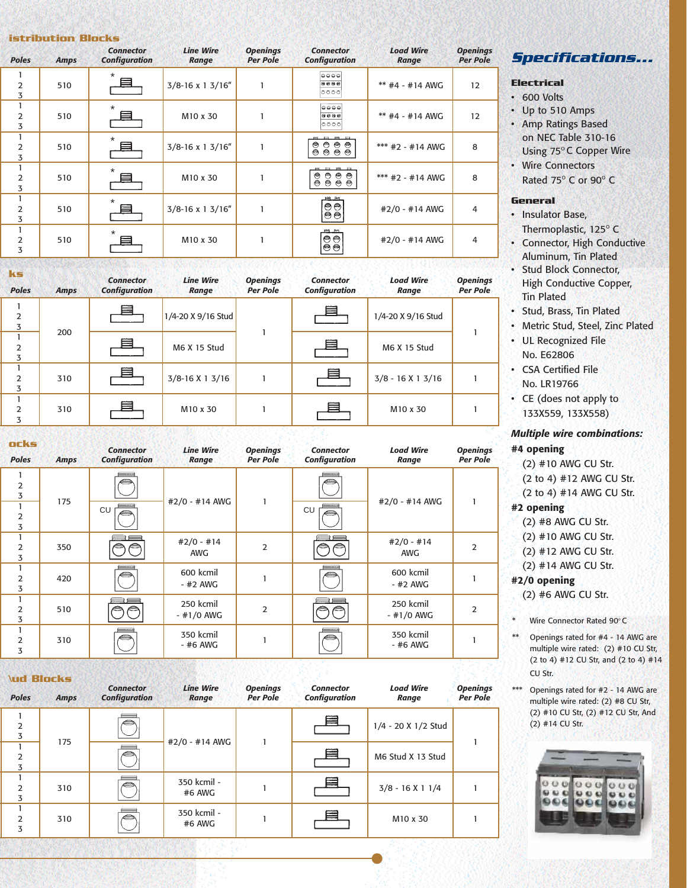## istribution Blocks

| Poles | Amps | Connector Configuration | Line Wire Range | Openings Per Pole | Connector Configuration | Load Wire Range | Openings Per Pole |
|---|---|---|---|---|---|---|---|
| 1 2 3 | 510 | * | 3/8-16 x 1 3/16" | 1 | | ** #4 - #14 AWG | 12 |
| 1 2 3 | 510 | * | M10 x 30 | 1 | | ** #4 - #14 AWG | 12 |
| 1 2 3 | 510 | * | 3/8-16 x 1 3/16" | 1 | | *** #2 - #14 AWG | 8 |
| 1 2 3 | 510 | * | M10 x 30 | 1 | | *** #2 - #14 AWG | 8 |
| 1 2 3 | 510 | * | 3/8-16 x 1 3/16" | 1 | | #2/0 - #14 AWG | 4 |
| 1 2 3 | 510 | * | M10 x 30 | 1 | | #2/0 - #14 AWG | 4 |

## ks

| Poles | Amps | Connector Configuration | Line Wire Range | Openings Per Pole | Connector Configuration | Load Wire Range | Openings Per Pole |
|---|---|---|---|---|---|---|---|
| 1 2 3 | 200 | | 1/4-20 X 9/16 Stud | 1 | | 1/4-20 X 9/16 Stud | 1 |
| 1 2 3 | | | M6 X 15 Stud | | | M6 X 15 Stud | |
| 1 2 3 | 310 | | 3/8-16 X 1 3/16 | 1 | | 3/8 - 16 X 1 3/16 | 1 |
| 1 2 3 | 310 | | M10 x 30 | 1 | | M10 x 30 | 1 |

## ocks

| Poles | Amps | Connector Configuration | Line Wire Range | Openings Per Pole | Connector Configuration | Load Wire Range | Openings Per Pole |
|---|---|---|---|---|---|---|---|
| 1 2 3 | 175 | | #2/0 - #14 AWG | 1 | | #2/0 - #14 AWG | 1 |
| 1 2 3 | | CU | | | CU | | |
| 1 2 3 | 350 | | #2/0 - #14 AWG | 2 | | #2/0 - #14 AWG | 2 |
| 1 2 3 | 420 | | 600 kcmil - #2 AWG | 1 | | 600 kcmil - #2 AWG | 1 |
| 1 2 3 | 510 | | 250 kcmil - #1/0 AWG | 2 | | 250 kcmil - #1/0 AWG | 2 |
| 1 2 3 | 310 | | 350 kcmil - #6 AWG | 1 | | 350 kcmil - #6 AWG | 1 |

## \ud Blocks

| Poles | Amps | Connector Configuration | Line Wire Range | Openings Per Pole | Connector Configuration | Load Wire Range | Openings Per Pole |
|---|---|---|---|---|---|---|---|
| 1 2 3 | 175 | | #2/0 - #14 AWG | 1 | | 1/4 - 20 X 1/2 Stud | 1 |
| 1 2 3 | | | | | | M6 Stud X 13 Stud | |
| 1 2 3 | 310 | | 350 kcmil - #6 AWG | 1 | | 3/8 - 16 X 1 1/4 | 1 |
| 1 2 3 | 310 | | 350 kcmil - #6 AWG | 1 | | M10 x 30 | 1 |

# Specifications...

### Electrical

- 600 Volts
- Up to 510 Amps
- Amp Ratings Based on NEC Table 310-16 Using 75° C Copper Wire
- Wire Connectors Rated 75° C or 90° C

### General

- Insulator Base, Thermoplastic, 125° C
- Connector, High Conductive Aluminum, Tin Plated
- Stud Block Connector, High Conductive Copper, Tin Plated
- Stud, Brass, Tin Plated
- Metric Stud, Steel, Zinc Plated
- UL Recognized File No. E62806
- CSA Certified File No. LR19766
- CE (does not apply to 133X559, 133X558)

### *Multiple wire combinations:*

**#4 opening**
- (2) #10 AWG CU Str.
- (2 to 4) #12 AWG CU Str.
- (2 to 4) #14 AWG CU Str.

**#2 opening**
- (2) #8 AWG CU Str.
- (2) #10 AWG CU Str.
- (2) #12 AWG CU Str.
- (2) #14 AWG CU Str.

**#2/0 opening**
- (2) #6 AWG CU Str.

\* Wire Connector Rated 90° C

** Openings rated for #4 - 14 AWG are multiple wire rated: (2) #10 CU Str, (2 to 4) #12 CU Str, and (2 to 4) #14 CU Str.

*** Openings rated for #2 - 14 AWG are multiple wire rated: (2) #8 CU Str, (2) #10 CU Str, (2) #12 CU Str, And (2) #14 CU Str.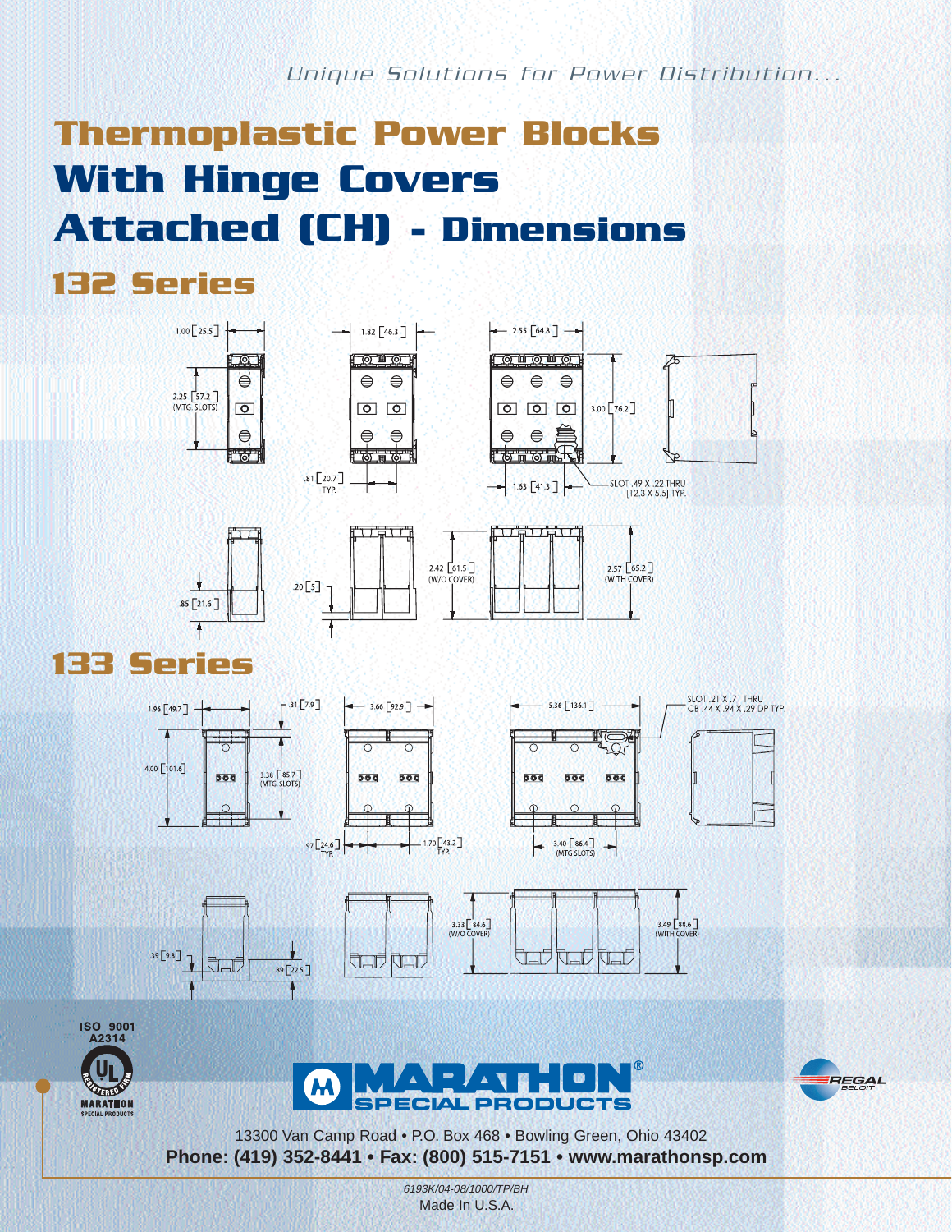*Unique Solutions for Power Distribution...*

# Thermoplastic Power Blocks With Hinge Covers Attached (CH) - Dimensions

## 132 Series

1.00 [25.5]

1.82 [46.3]

2.55 [64.8]

2.25 [57.2] (MTG. SLOTS)

3.00 [76.2]

.81 [20.7] TYP.

1.63 [41.3]

SLOT .49 X .22 THRU [12.3 X 5.5] TYP.

.85 [21.6]

.20 [5]

2.42 [61.5] (W/O COVER)

2.57 [65.2] (WITH COVER)

## 133 Series

1.96 [49.7]

.31 [7.9]

3.66 [92.9]

5.36 [136.1]

SLOT .21 X .71 THRU CB .44 X .94 X .29 DP TYP.

4.00 [101.6]

3.38 [85.7] (MTG. SLOTS)

.97 [24.6] TYP.

1.70 [43.2] TYP.

3.40 [86.4] (MTG SLOTS)

.39 [9.8]

.89 [22.5]

3.33 [84.6] (W/O COVER)

3.49 [88.6] (WITH COVER)

ISO 9001 A2314

MARATHON SPECIAL PRODUCTS

REGAL BELOIT

13300 Van Camp Road • P.O. Box 468 • Bowling Green, Ohio 43402

**Phone: (419) 352-8441 • Fax: (800) 515-7151 • www.marathonsp.com**

*6193K/04-08/1000/TP/BH*

Made In U.S.A.